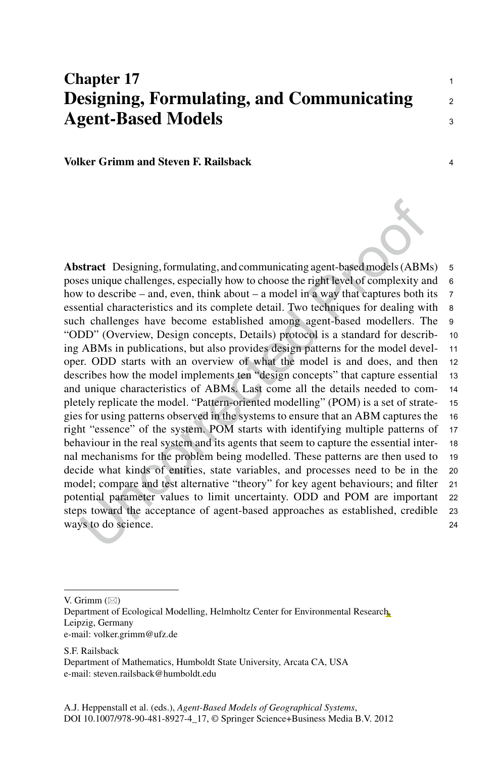# Chapter 17
# Designing, Formulating, and Communicating Agent-Based Models

**Volker Grimm and Steven F. Railsback**

**Abstract** Designing, formulating, and communicating agent-based models (ABMs) poses unique challenges, especially how to choose the right level of complexity and how to describe – and, even, think about – a model in a way that captures both its essential characteristics and its complete detail. Two techniques for dealing with such challenges have become established among agent-based modellers. The "ODD" (Overview, Design concepts, Details) protocol is a standard for describing ABMs in publications, but also provides design patterns for the model developer. ODD starts with an overview of what the model is and does, and then describes how the model implements ten "design concepts" that capture essential and unique characteristics of ABMs. Last come all the details needed to completely replicate the model. "Pattern-oriented modelling" (POM) is a set of strategies for using patterns observed in the systems to ensure that an ABM captures the right "essence" of the system. POM starts with identifying multiple patterns of behaviour in the real system and its agents that seem to capture the essential internal mechanisms for the problem being modelled. These patterns are then used to decide what kinds of entities, state variables, and processes need to be in the model; compare and test alternative "theory" for key agent behaviours; and filter potential parameter values to limit uncertainty. ODD and POM are important steps toward the acceptance of agent-based approaches as established, credible ways to do science.

---

V. Grimm (✉)
Department of Ecological Modelling, Helmholtz Center for Environmental Research, Leipzig, Germany
e-mail: volker.grimm@ufz.de

S.F. Railsback
Department of Mathematics, Humboldt State University, Arcata CA, USA
e-mail: steven.railsback@humboldt.edu

A.J. Heppenstall et al. (eds.), *Agent-Based Models of Geographical Systems*,
DOI 10.1007/978-90-481-8927-4_17, © Springer Science+Business Media B.V. 2012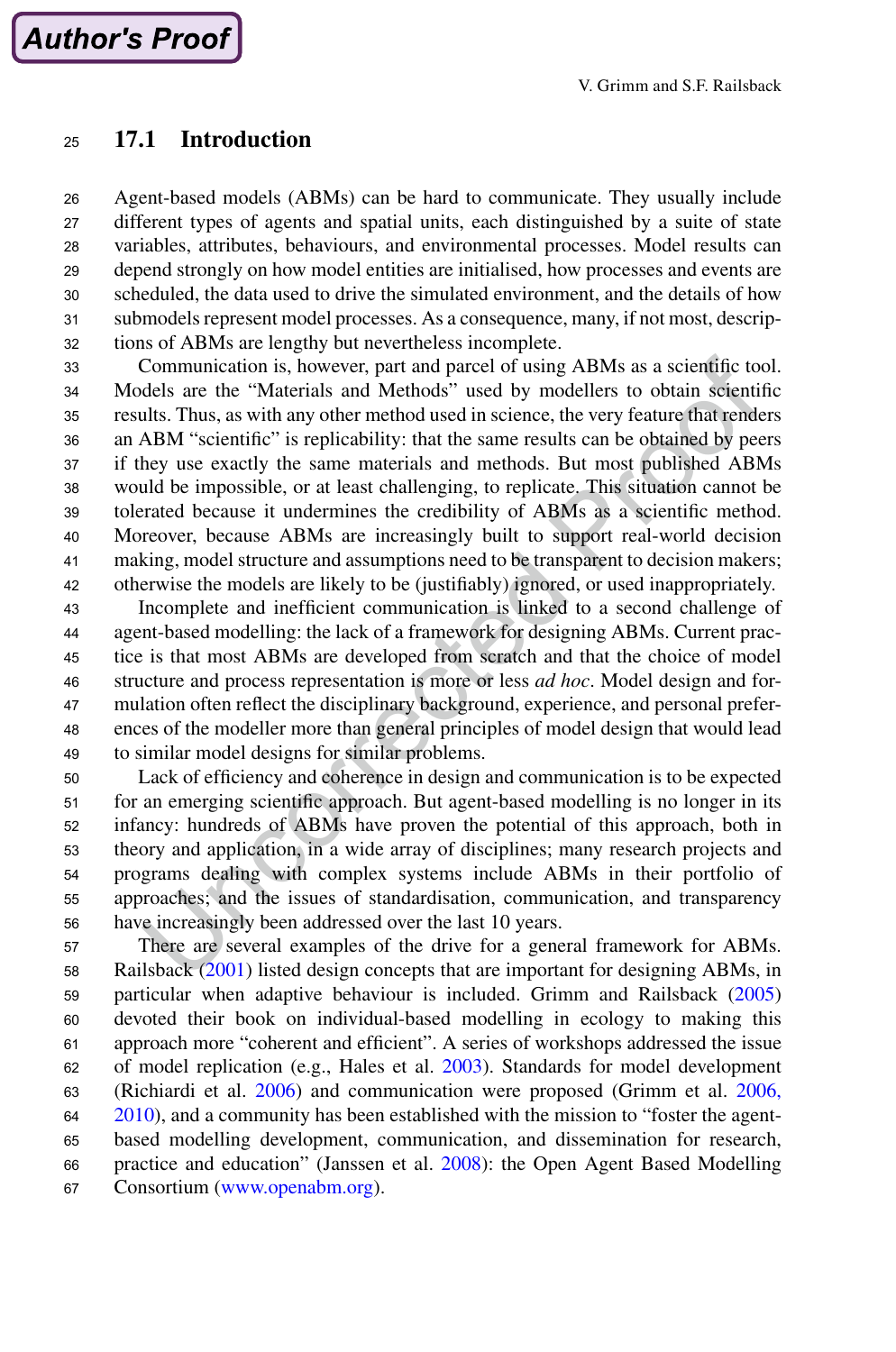## 17.1 Introduction

Agent-based models (ABMs) can be hard to communicate. They usually include different types of agents and spatial units, each distinguished by a suite of state variables, attributes, behaviours, and environmental processes. Model results can depend strongly on how model entities are initialised, how processes and events are scheduled, the data used to drive the simulated environment, and the details of how submodels represent model processes. As a consequence, many, if not most, descriptions of ABMs are lengthy but nevertheless incomplete.

Communication is, however, part and parcel of using ABMs as a scientific tool. Models are the "Materials and Methods" used by modellers to obtain scientific results. Thus, as with any other method used in science, the very feature that renders an ABM "scientific" is replicability: that the same results can be obtained by peers if they use exactly the same materials and methods. But most published ABMs would be impossible, or at least challenging, to replicate. This situation cannot be tolerated because it undermines the credibility of ABMs as a scientific method. Moreover, because ABMs are increasingly built to support real-world decision making, model structure and assumptions need to be transparent to decision makers; otherwise the models are likely to be (justifiably) ignored, or used inappropriately.

Incomplete and inefficient communication is linked to a second challenge of agent-based modelling: the lack of a framework for designing ABMs. Current practice is that most ABMs are developed from scratch and that the choice of model structure and process representation is more or less *ad hoc*. Model design and formulation often reflect the disciplinary background, experience, and personal preferences of the modeller more than general principles of model design that would lead to similar model designs for similar problems.

Lack of efficiency and coherence in design and communication is to be expected for an emerging scientific approach. But agent-based modelling is no longer in its infancy: hundreds of ABMs have proven the potential of this approach, both in theory and application, in a wide array of disciplines; many research projects and programs dealing with complex systems include ABMs in their portfolio of approaches; and the issues of standardisation, communication, and transparency have increasingly been addressed over the last 10 years.

There are several examples of the drive for a general framework for ABMs. Railsback (2001) listed design concepts that are important for designing ABMs, in particular when adaptive behaviour is included. Grimm and Railsback (2005) devoted their book on individual-based modelling in ecology to making this approach more "coherent and efficient". A series of workshops addressed the issue of model replication (e.g., Hales et al. 2003). Standards for model development (Richiardi et al. 2006) and communication were proposed (Grimm et al. 2006, 2010), and a community has been established with the mission to "foster the agent-based modelling development, communication, and dissemination for research, practice and education" (Janssen et al. 2008): the Open Agent Based Modelling Consortium (www.openabm.org).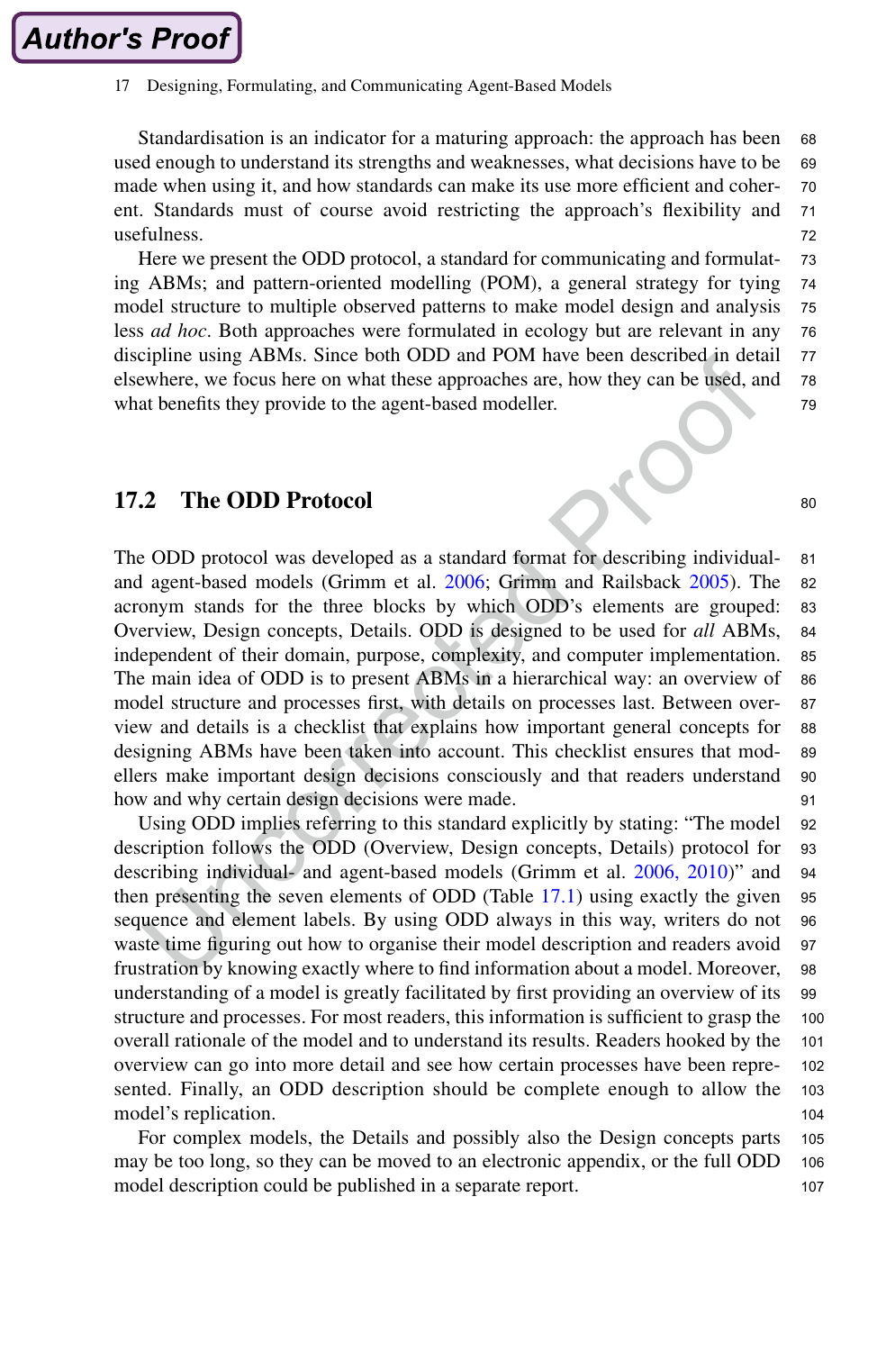Standardisation is an indicator for a maturing approach: the approach has been used enough to understand its strengths and weaknesses, what decisions have to be made when using it, and how standards can make its use more efficient and coherent. Standards must of course avoid restricting the approach's flexibility and usefulness.

Here we present the ODD protocol, a standard for communicating and formulating ABMs; and pattern-oriented modelling (POM), a general strategy for tying model structure to multiple observed patterns to make model design and analysis less *ad hoc*. Both approaches were formulated in ecology but are relevant in any discipline using ABMs. Since both ODD and POM have been described in detail elsewhere, we focus here on what these approaches are, how they can be used, and what benefits they provide to the agent-based modeller.

## 17.2 The ODD Protocol

The ODD protocol was developed as a standard format for describing individual- and agent-based models (Grimm et al. 2006; Grimm and Railsback 2005). The acronym stands for the three blocks by which ODD's elements are grouped: Overview, Design concepts, Details. ODD is designed to be used for *all* ABMs, independent of their domain, purpose, complexity, and computer implementation. The main idea of ODD is to present ABMs in a hierarchical way: an overview of model structure and processes first, with details on processes last. Between overview and details is a checklist that explains how important general concepts for designing ABMs have been taken into account. This checklist ensures that modellers make important design decisions consciously and that readers understand how and why certain design decisions were made.

Using ODD implies referring to this standard explicitly by stating: "The model description follows the ODD (Overview, Design concepts, Details) protocol for describing individual- and agent-based models (Grimm et al. 2006, 2010)" and then presenting the seven elements of ODD (Table 17.1) using exactly the given sequence and element labels. By using ODD always in this way, writers do not waste time figuring out how to organise their model description and readers avoid frustration by knowing exactly where to find information about a model. Moreover, understanding of a model is greatly facilitated by first providing an overview of its structure and processes. For most readers, this information is sufficient to grasp the overall rationale of the model and to understand its results. Readers hooked by the overview can go into more detail and see how certain processes have been represented. Finally, an ODD description should be complete enough to allow the model's replication.

For complex models, the Details and possibly also the Design concepts parts may be too long, so they can be moved to an electronic appendix, or the full ODD model description could be published in a separate report.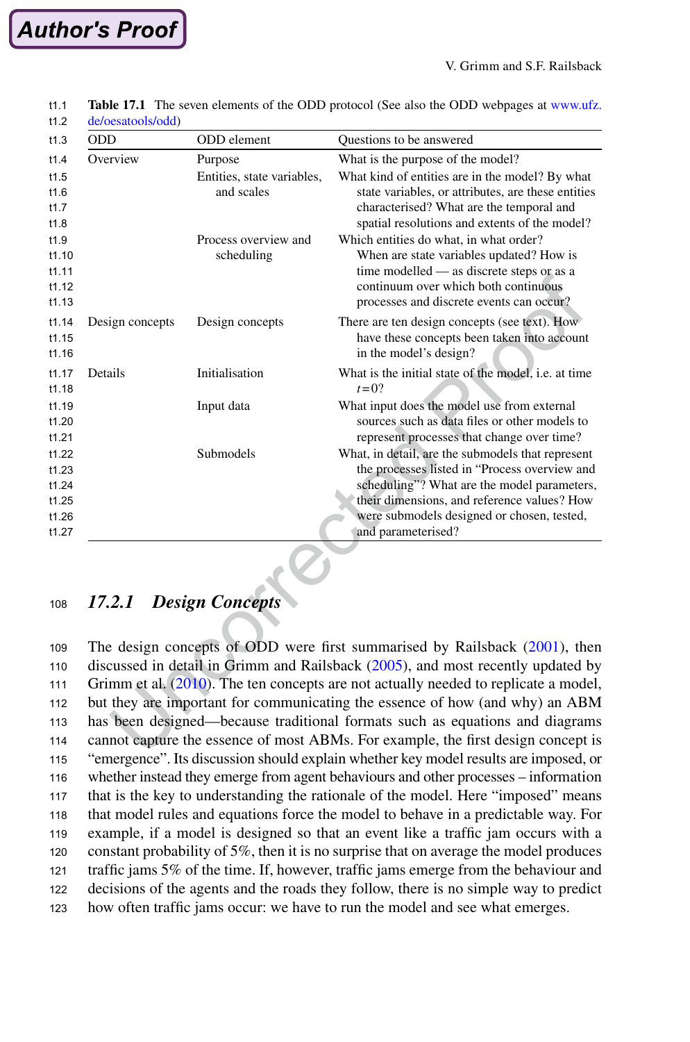Table 17.1 The seven elements of the ODD protocol (See also the ODD webpages at www.ufz.de/oesatools/odd)

| ODD | ODD element | Questions to be answered |
|---|---|---|
| Overview | Purpose | What is the purpose of the model? |
| | Entities, state variables, and scales | What kind of entities are in the model? By what state variables, or attributes, are these entities characterised? What are the temporal and spatial resolutions and extents of the model? |
| | Process overview and scheduling | Which entities do what, in what order? When are state variables updated? How is time modelled — as discrete steps or as a continuum over which both continuous processes and discrete events can occur? |
| Design concepts | Design concepts | There are ten design concepts (see text). How have these concepts been taken into account in the model's design? |
| Details | Initialisation | What is the initial state of the model, i.e. at time $t=0$? |
| | Input data | What input does the model use from external sources such as data files or other models to represent processes that change over time? |
| | Submodels | What, in detail, are the submodels that represent the processes listed in "Process overview and scheduling"? What are the model parameters, their dimensions, and reference values? How were submodels designed or chosen, tested, and parameterised? |

### 17.2.1 Design Concepts

The design concepts of ODD were first summarised by Railsback (2001), then discussed in detail in Grimm and Railsback (2005), and most recently updated by Grimm et al. (2010). The ten concepts are not actually needed to replicate a model, but they are important for communicating the essence of how (and why) an ABM has been designed—because traditional formats such as equations and diagrams cannot capture the essence of most ABMs. For example, the first design concept is "emergence". Its discussion should explain whether key model results are imposed, or whether instead they emerge from agent behaviours and other processes – information that is the key to understanding the rationale of the model. Here "imposed" means that model rules and equations force the model to behave in a predictable way. For example, if a model is designed so that an event like a traffic jam occurs with a constant probability of 5%, then it is no surprise that on average the model produces traffic jams 5% of the time. If, however, traffic jams emerge from the behaviour and decisions of the agents and the roads they follow, there is no simple way to predict how often traffic jams occur: we have to run the model and see what emerges.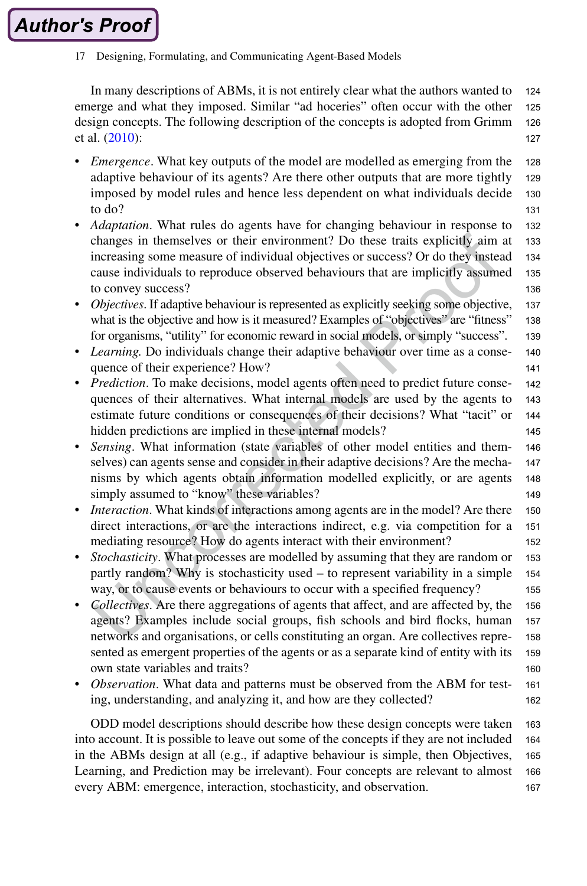In many descriptions of ABMs, it is not entirely clear what the authors wanted to emerge and what they imposed. Similar "ad hoceries" often occur with the other design concepts. The following description of the concepts is adopted from Grimm et al. (2010):

- *Emergence*. What key outputs of the model are modelled as emerging from the adaptive behaviour of its agents? Are there other outputs that are more tightly imposed by model rules and hence less dependent on what individuals decide to do?
- *Adaptation*. What rules do agents have for changing behaviour in response to changes in themselves or their environment? Do these traits explicitly aim at increasing some measure of individual objectives or success? Or do they instead cause individuals to reproduce observed behaviours that are implicitly assumed to convey success?
- *Objectives*. If adaptive behaviour is represented as explicitly seeking some objective, what is the objective and how is it measured? Examples of "objectives" are "fitness" for organisms, "utility" for economic reward in social models, or simply "success".
- *Learning*. Do individuals change their adaptive behaviour over time as a consequence of their experience? How?
- *Prediction*. To make decisions, model agents often need to predict future consequences of their alternatives. What internal models are used by the agents to estimate future conditions or consequences of their decisions? What "tacit" or hidden predictions are implied in these internal models?
- *Sensing*. What information (state variables of other model entities and themselves) can agents sense and consider in their adaptive decisions? Are the mechanisms by which agents obtain information modelled explicitly, or are agents simply assumed to "know" these variables?
- *Interaction*. What kinds of interactions among agents are in the model? Are there direct interactions, or are the interactions indirect, e.g. via competition for a mediating resource? How do agents interact with their environment?
- *Stochasticity*. What processes are modelled by assuming that they are random or partly random? Why is stochasticity used – to represent variability in a simple way, or to cause events or behaviours to occur with a specified frequency?
- *Collectives*. Are there aggregations of agents that affect, and are affected by, the agents? Examples include social groups, fish schools and bird flocks, human networks and organisations, or cells constituting an organ. Are collectives represented as emergent properties of the agents or as a separate kind of entity with its own state variables and traits?
- *Observation*. What data and patterns must be observed from the ABM for testing, understanding, and analyzing it, and how are they collected?

ODD model descriptions should describe how these design concepts were taken into account. It is possible to leave out some of the concepts if they are not included in the ABMs design at all (e.g., if adaptive behaviour is simple, then Objectives, Learning, and Prediction may be irrelevant). Four concepts are relevant to almost every ABM: emergence, interaction, stochasticity, and observation.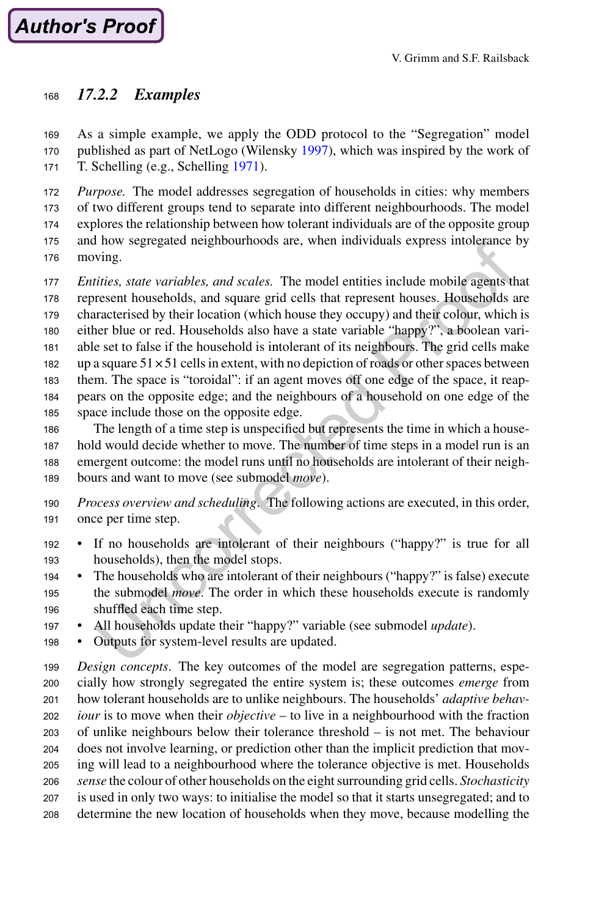### 17.2.2 Examples

As a simple example, we apply the ODD protocol to the "Segregation" model published as part of NetLogo (Wilensky 1997), which was inspired by the work of T. Schelling (e.g., Schelling 1971).

*Purpose.* The model addresses segregation of households in cities: why members of two different groups tend to separate into different neighbourhoods. The model explores the relationship between how tolerant individuals are of the opposite group and how segregated neighbourhoods are, when individuals express intolerance by moving.

*Entities, state variables, and scales.* The model entities include mobile agents that represent households, and square grid cells that represent houses. Households are characterised by their location (which house they occupy) and their colour, which is either blue or red. Households also have a state variable "happy?", a boolean variable set to false if the household is intolerant of its neighbours. The grid cells make up a square $51 \times 51$ cells in extent, with no depiction of roads or other spaces between them. The space is "toroidal": if an agent moves off one edge of the space, it reappears on the opposite edge; and the neighbours of a household on one edge of the space include those on the opposite edge.

The length of a time step is unspecified but represents the time in which a household would decide whether to move. The number of time steps in a model run is an emergent outcome: the model runs until no households are intolerant of their neighbours and want to move (see submodel *move*).

*Process overview and scheduling.* The following actions are executed, in this order, once per time step.

- If no households are intolerant of their neighbours ("happy?" is true for all households), then the model stops.
- The households who are intolerant of their neighbours ("happy?" is false) execute the submodel *move*. The order in which these households execute is randomly shuffled each time step.
- All households update their "happy?" variable (see submodel *update*).
- Outputs for system-level results are updated.

*Design concepts.* The key outcomes of the model are segregation patterns, especially how strongly segregated the entire system is; these outcomes *emerge* from how tolerant households are to unlike neighbours. The households' *adaptive behaviour* is to move when their *objective* – to live in a neighbourhood with the fraction of unlike neighbours below their tolerance threshold – is not met. The behaviour does not involve learning, or prediction other than the implicit prediction that moving will lead to a neighbourhood where the tolerance objective is met. Households *sense* the colour of other households on the eight surrounding grid cells. *Stochasticity* is used in only two ways: to initialise the model so that it starts unsegregated; and to determine the new location of households when they move, because modelling the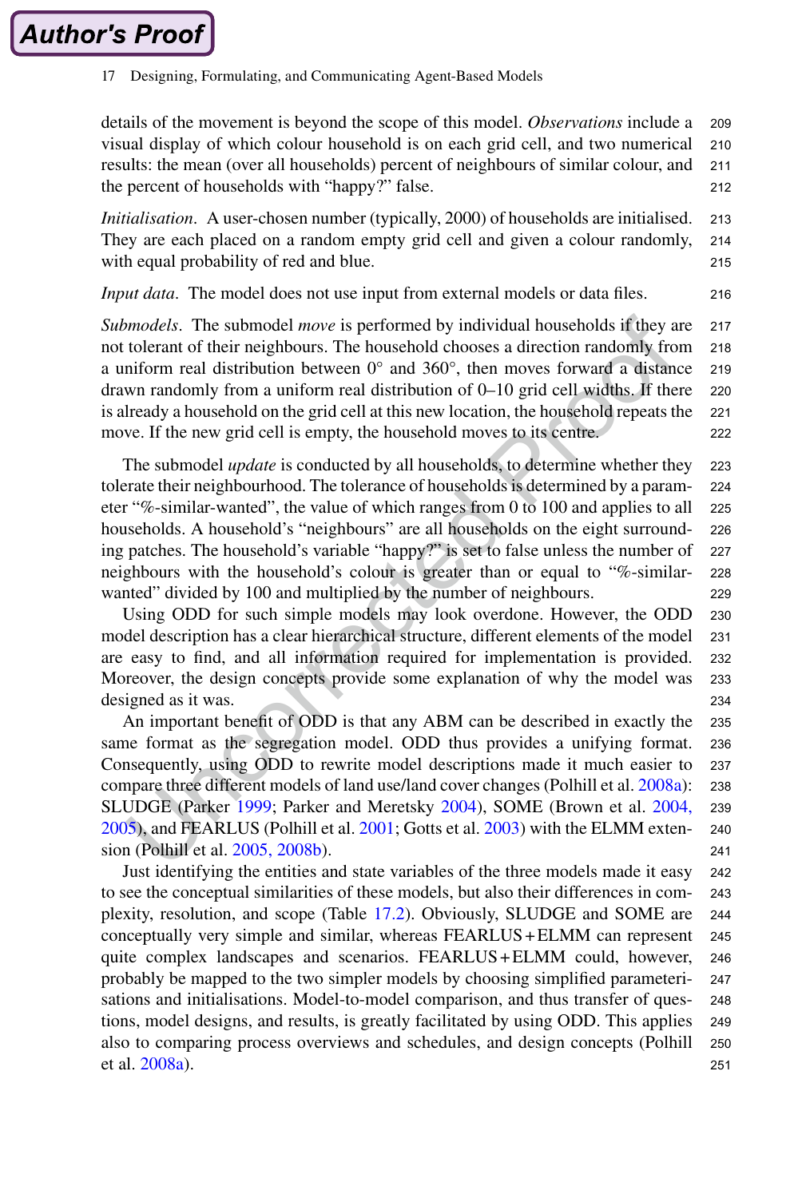details of the movement is beyond the scope of this model. *Observations* include a visual display of which colour household is on each grid cell, and two numerical results: the mean (over all households) percent of neighbours of similar colour, and the percent of households with "happy?" false.

*Initialisation*. A user-chosen number (typically, 2000) of households are initialised. They are each placed on a random empty grid cell and given a colour randomly, with equal probability of red and blue.

*Input data*. The model does not use input from external models or data files.

*Submodels*. The submodel *move* is performed by individual households if they are not tolerant of their neighbours. The household chooses a direction randomly from a uniform real distribution between 0° and 360°, then moves forward a distance drawn randomly from a uniform real distribution of 0–10 grid cell widths. If there is already a household on the grid cell at this new location, the household repeats the move. If the new grid cell is empty, the household moves to its centre.

The submodel *update* is conducted by all households, to determine whether they tolerate their neighbourhood. The tolerance of households is determined by a parameter "%-similar-wanted", the value of which ranges from 0 to 100 and applies to all households. A household's "neighbours" are all households on the eight surrounding patches. The household's variable "happy?" is set to false unless the number of neighbours with the household's colour is greater than or equal to "%-similar-wanted" divided by 100 and multiplied by the number of neighbours.

Using ODD for such simple models may look overdone. However, the ODD model description has a clear hierarchical structure, different elements of the model are easy to find, and all information required for implementation is provided. Moreover, the design concepts provide some explanation of why the model was designed as it was.

An important benefit of ODD is that any ABM can be described in exactly the same format as the segregation model. ODD thus provides a unifying format. Consequently, using ODD to rewrite model descriptions made it much easier to compare three different models of land use/land cover changes (Polhill et al. 2008a): SLUDGE (Parker 1999; Parker and Meretsky 2004), SOME (Brown et al. 2004, 2005), and FEARLUS (Polhill et al. 2001; Gotts et al. 2003) with the ELMM extension (Polhill et al. 2005, 2008b).

Just identifying the entities and state variables of the three models made it easy to see the conceptual similarities of these models, but also their differences in complexity, resolution, and scope (Table 17.2). Obviously, SLUDGE and SOME are conceptually very simple and similar, whereas FEARLUS + ELMM can represent quite complex landscapes and scenarios. FEARLUS + ELMM could, however, probably be mapped to the two simpler models by choosing simplified parameterisations and initialisations. Model-to-model comparison, and thus transfer of questions, model designs, and results, is greatly facilitated by using ODD. This applies also to comparing process overviews and schedules, and design concepts (Polhill et al. 2008a).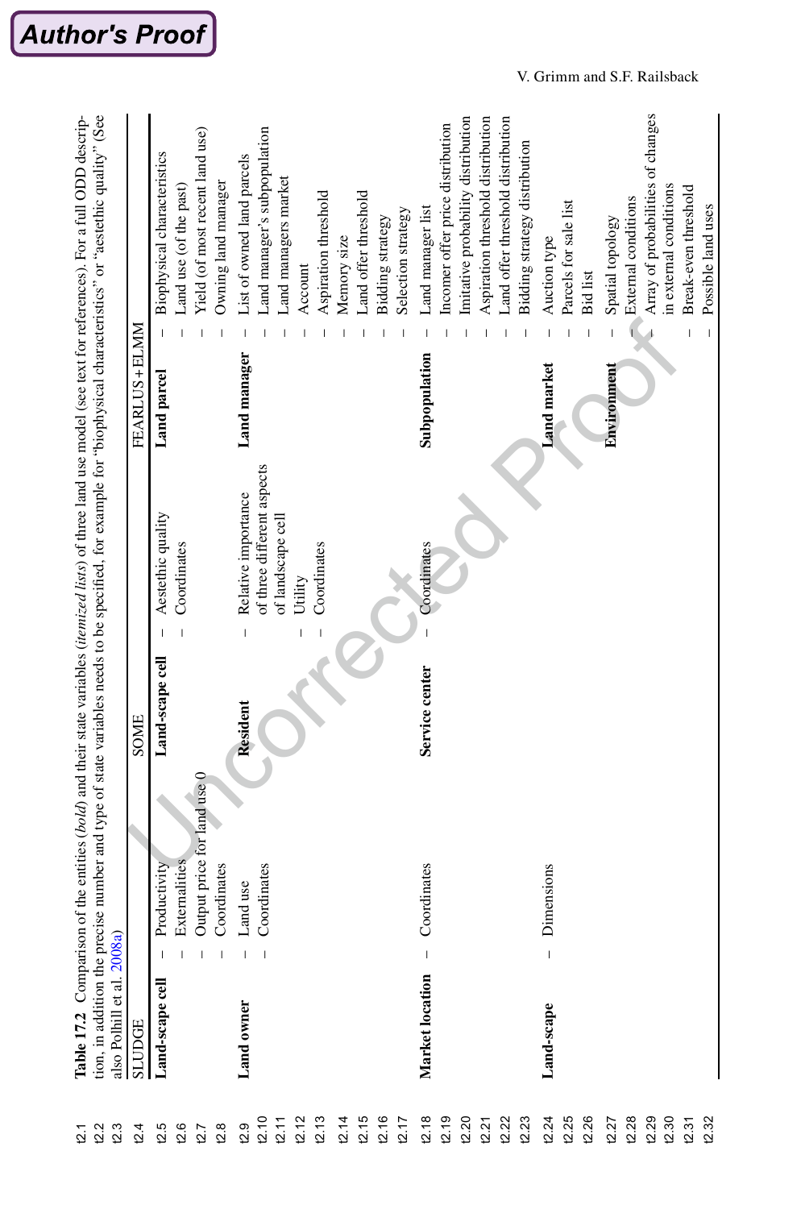**Table 17.2** Comparison of the entities (**bold**) and their state variables (*itemized lists*) of three land use model (see text for references). For a full ODD description, in addition the precise number and type of state variables needs to be specified, for example for "biophysical characteristics" or "aesthetic quality" (See also Polhill et al. 2008a)

| SLUDGE | | SOME | | FEARLUS + ELMM | |
|---|---|---|---|---|---|
| **Land-scape cell** | – Productivity<br>– Externalities<br>– Output price for land use 0<br>– Coordinates | **Land-scape cell** | – Aestethic quality<br>– Coordinates | **Land parcel** | – Biophysical characteristics<br>– Land use (of the past)<br>– Yield (of most recent land use)<br>– Owning land manager |
| **Land owner** | – Land use<br>– Coordinates | **Resident** | – Relative importance of three different aspects of landscape cell<br>– Utility<br>– Coordinates | **Land manager** | – List of owned land parcels<br>– Land manager's subpopulation<br>– Land managers market<br>– Account<br>– Aspiration threshold<br>– Memory size<br>– Land offer threshold<br>– Bidding strategy<br>– Selection strategy |
| **Market location** | – Coordinates | **Service center** | – Coordinates | **Subpopulation** | – Land manager list<br>– Incomer offer price distribution<br>– Imitative probability distribution<br>– Aspiration threshold distribution<br>– Land offer threshold distribution<br>– Bidding strategy distribution |
| **Land-scape** | – Dimensions | | | **Land market** | – Auction type<br>– Parcels for sale list<br>– Bid list |
| | | | | **Environment** | – Spatial topology<br>– External conditions<br>– Array of probabilities of changes in external conditions<br>– Break-even threshold<br>– Possible land uses |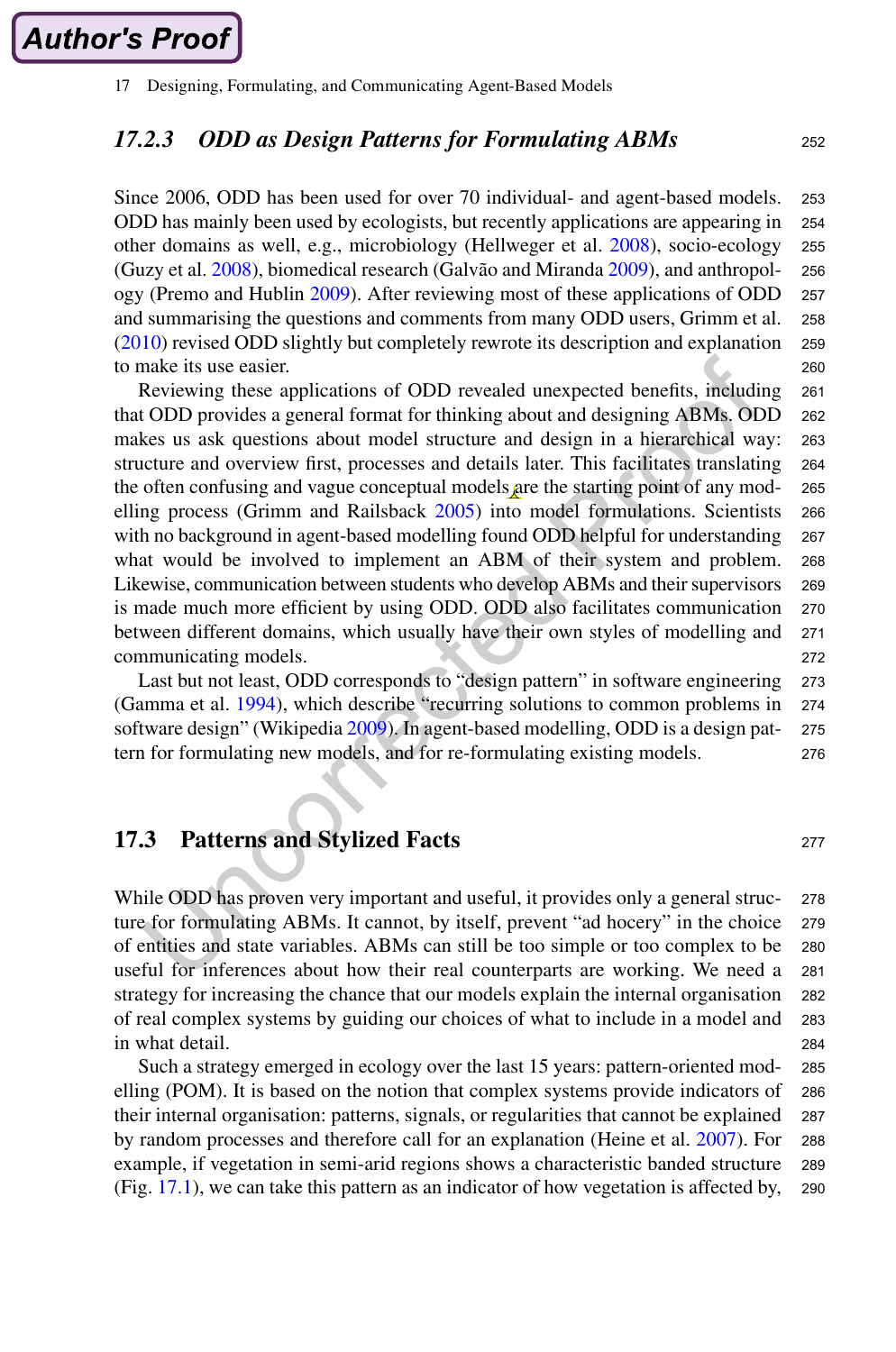### 17.2.3 ODD as Design Patterns for Formulating ABMs

Since 2006, ODD has been used for over 70 individual- and agent-based models. ODD has mainly been used by ecologists, but recently applications are appearing in other domains as well, e.g., microbiology (Hellweger et al. 2008), socio-ecology (Guzy et al. 2008), biomedical research (Galvão and Miranda 2009), and anthropology (Premo and Hublin 2009). After reviewing most of these applications of ODD and summarising the questions and comments from many ODD users, Grimm et al. (2010) revised ODD slightly but completely rewrote its description and explanation to make its use easier.

Reviewing these applications of ODD revealed unexpected benefits, including that ODD provides a general format for thinking about and designing ABMs. ODD makes us ask questions about model structure and design in a hierarchical way: structure and overview first, processes and details later. This facilitates translating the often confusing and vague conceptual models are the starting point of any modelling process (Grimm and Railsback 2005) into model formulations. Scientists with no background in agent-based modelling found ODD helpful for understanding what would be involved to implement an ABM of their system and problem. Likewise, communication between students who develop ABMs and their supervisors is made much more efficient by using ODD. ODD also facilitates communication between different domains, which usually have their own styles of modelling and communicating models.

Last but not least, ODD corresponds to "design pattern" in software engineering (Gamma et al. 1994), which describe "recurring solutions to common problems in software design" (Wikipedia 2009). In agent-based modelling, ODD is a design pattern for formulating new models, and for re-formulating existing models.

## 17.3 Patterns and Stylized Facts

While ODD has proven very important and useful, it provides only a general structure for formulating ABMs. It cannot, by itself, prevent "ad hocery" in the choice of entities and state variables. ABMs can still be too simple or too complex to be useful for inferences about how their real counterparts are working. We need a strategy for increasing the chance that our models explain the internal organisation of real complex systems by guiding our choices of what to include in a model and in what detail.

Such a strategy emerged in ecology over the last 15 years: pattern-oriented modelling (POM). It is based on the notion that complex systems provide indicators of their internal organisation: patterns, signals, or regularities that cannot be explained by random processes and therefore call for an explanation (Heine et al. 2007). For example, if vegetation in semi-arid regions shows a characteristic banded structure (Fig. 17.1), we can take this pattern as an indicator of how vegetation is affected by,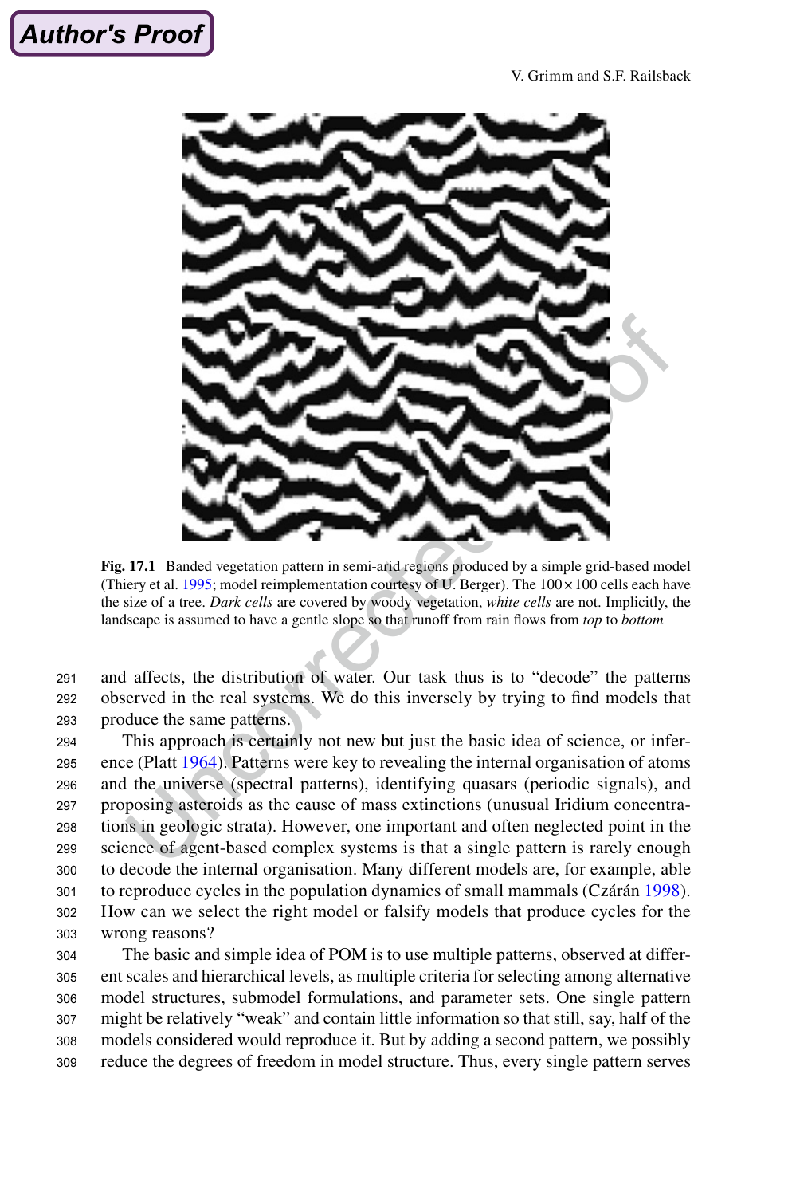**Fig. 17.1** Banded vegetation pattern in semi-arid regions produced by a simple grid-based model (Thiery et al. 1995; model reimplementation courtesy of U. Berger). The 100 × 100 cells each have the size of a tree. *Dark cells* are covered by woody vegetation, *white cells* are not. Implicitly, the landscape is assumed to have a gentle slope so that runoff from rain flows from *top* to *bottom*

and affects, the distribution of water. Our task thus is to "decode" the patterns observed in the real systems. We do this inversely by trying to find models that produce the same patterns.

This approach is certainly not new but just the basic idea of science, or inference (Platt 1964). Patterns were key to revealing the internal organisation of atoms and the universe (spectral patterns), identifying quasars (periodic signals), and proposing asteroids as the cause of mass extinctions (unusual Iridium concentrations in geologic strata). However, one important and often neglected point in the science of agent-based complex systems is that a single pattern is rarely enough to decode the internal organisation. Many different models are, for example, able to reproduce cycles in the population dynamics of small mammals (Czárán 1998). How can we select the right model or falsify models that produce cycles for the wrong reasons?

The basic and simple idea of POM is to use multiple patterns, observed at different scales and hierarchical levels, as multiple criteria for selecting among alternative model structures, submodel formulations, and parameter sets. One single pattern might be relatively "weak" and contain little information so that still, say, half of the models considered would reproduce it. But by adding a second pattern, we possibly reduce the degrees of freedom in model structure. Thus, every single pattern serves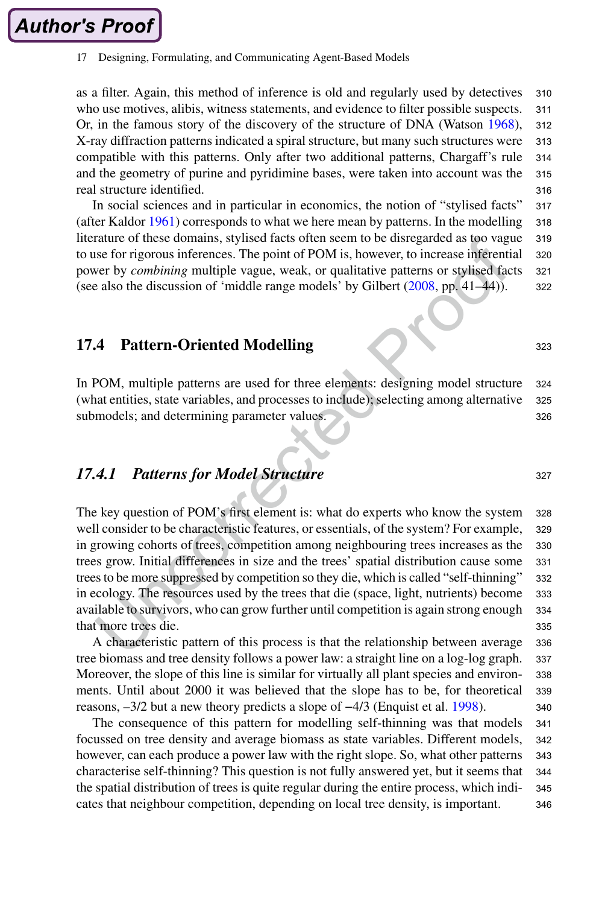as a filter. Again, this method of inference is old and regularly used by detectives who use motives, alibis, witness statements, and evidence to filter possible suspects. Or, in the famous story of the discovery of the structure of DNA (Watson 1968), X-ray diffraction patterns indicated a spiral structure, but many such structures were compatible with this patterns. Only after two additional patterns, Chargaff's rule and the geometry of purine and pyridimine bases, were taken into account was the real structure identified.

In social sciences and in particular in economics, the notion of "stylised facts" (after Kaldor 1961) corresponds to what we here mean by patterns. In the modelling literature of these domains, stylised facts often seem to be disregarded as too vague to use for rigorous inferences. The point of POM is, however, to increase inferential power by *combining* multiple vague, weak, or qualitative patterns or stylised facts (see also the discussion of 'middle range models' by Gilbert (2008, pp. 41–44)).

## 17.4 Pattern-Oriented Modelling

In POM, multiple patterns are used for three elements: designing model structure (what entities, state variables, and processes to include); selecting among alternative submodels; and determining parameter values.

### *17.4.1 Patterns for Model Structure*

The key question of POM's first element is: what do experts who know the system well consider to be characteristic features, or essentials, of the system? For example, in growing cohorts of trees, competition among neighbouring trees increases as the trees grow. Initial differences in size and the trees' spatial distribution cause some trees to be more suppressed by competition so they die, which is called "self-thinning" in ecology. The resources used by the trees that die (space, light, nutrients) become available to survivors, who can grow further until competition is again strong enough that more trees die.

A characteristic pattern of this process is that the relationship between average tree biomass and tree density follows a power law: a straight line on a log-log graph. Moreover, the slope of this line is similar for virtually all plant species and environments. Until about 2000 it was believed that the slope has to be, for theoretical reasons, $-3/2$ but a new theory predicts a slope of $-4/3$ (Enquist et al. 1998).

The consequence of this pattern for modelling self-thinning was that models focussed on tree density and average biomass as state variables. Different models, however, can each produce a power law with the right slope. So, what other patterns characterise self-thinning? This question is not fully answered yet, but it seems that the spatial distribution of trees is quite regular during the entire process, which indicates that neighbour competition, depending on local tree density, is important.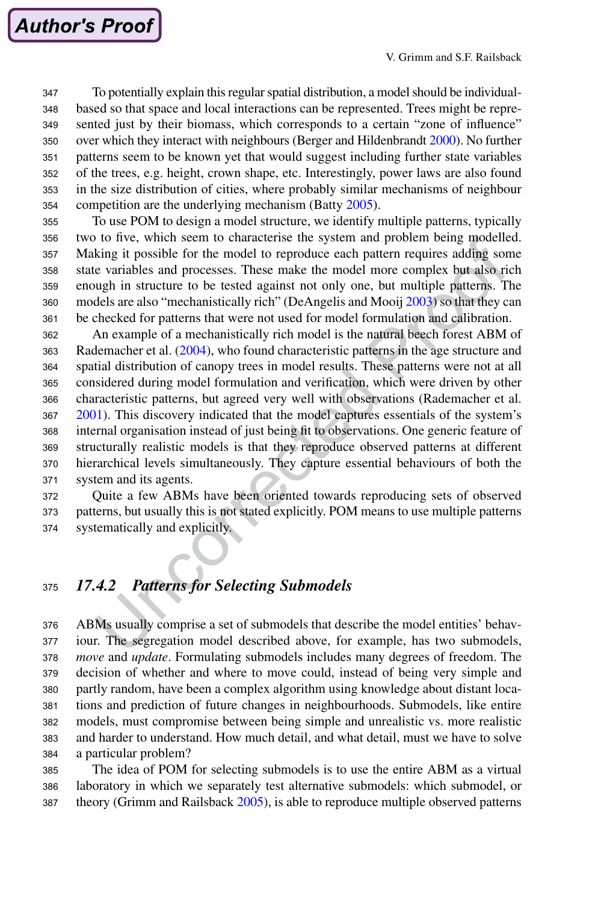To potentially explain this regular spatial distribution, a model should be individual-based so that space and local interactions can be represented. Trees might be represented just by their biomass, which corresponds to a certain "zone of influence" over which they interact with neighbours (Berger and Hildenbrandt 2000). No further patterns seem to be known yet that would suggest including further state variables of the trees, e.g. height, crown shape, etc. Interestingly, power laws are also found in the size distribution of cities, where probably similar mechanisms of neighbour competition are the underlying mechanism (Batty 2005).

To use POM to design a model structure, we identify multiple patterns, typically two to five, which seem to characterise the system and problem being modelled. Making it possible for the model to reproduce each pattern requires adding some state variables and processes. These make the model more complex but also rich enough in structure to be tested against not only one, but multiple patterns. The models are also "mechanistically rich" (DeAngelis and Mooij 2003) so that they can be checked for patterns that were not used for model formulation and calibration.

An example of a mechanistically rich model is the natural beech forest ABM of Rademacher et al. (2004), who found characteristic patterns in the age structure and spatial distribution of canopy trees in model results. These patterns were not at all considered during model formulation and verification, which were driven by other characteristic patterns, but agreed very well with observations (Rademacher et al. 2001). This discovery indicated that the model captures essentials of the system's internal organisation instead of just being fit to observations. One generic feature of structurally realistic models is that they reproduce observed patterns at different hierarchical levels simultaneously. They capture essential behaviours of both the system and its agents.

Quite a few ABMs have been oriented towards reproducing sets of observed patterns, but usually this is not stated explicitly. POM means to use multiple patterns systematically and explicitly.

### *17.4.2 Patterns for Selecting Submodels*

ABMs usually comprise a set of submodels that describe the model entities' behaviour. The segregation model described above, for example, has two submodels, *move* and *update*. Formulating submodels includes many degrees of freedom. The decision of whether and where to move could, instead of being very simple and partly random, have been a complex algorithm using knowledge about distant locations and prediction of future changes in neighbourhoods. Submodels, like entire models, must compromise between being simple and unrealistic vs. more realistic and harder to understand. How much detail, and what detail, must we have to solve a particular problem?

The idea of POM for selecting submodels is to use the entire ABM as a virtual laboratory in which we separately test alternative submodels: which submodel, or theory (Grimm and Railsback 2005), is able to reproduce multiple observed patterns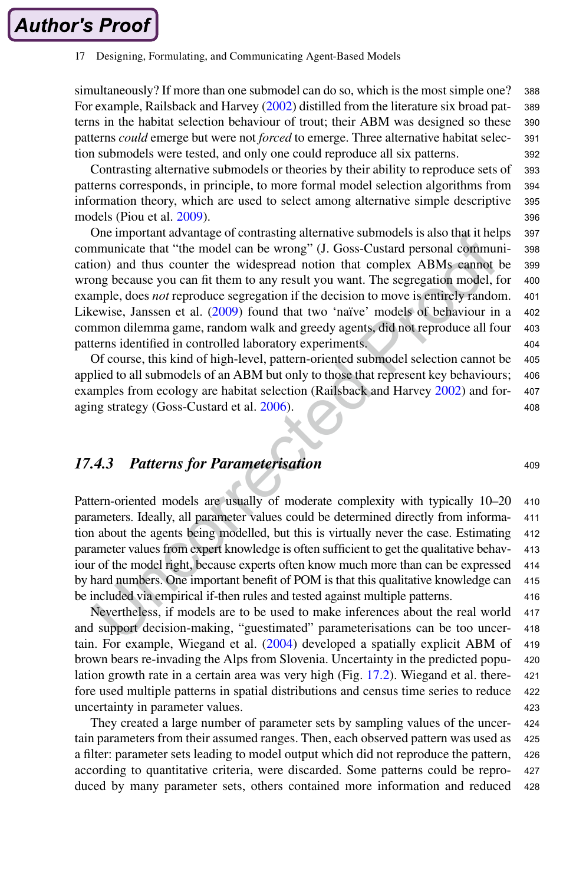simultaneously? If more than one submodel can do so, which is the most simple one? For example, Railsback and Harvey (2002) distilled from the literature six broad patterns in the habitat selection behaviour of trout; their ABM was designed so these patterns *could* emerge but were not *forced* to emerge. Three alternative habitat selection submodels were tested, and only one could reproduce all six patterns.

Contrasting alternative submodels or theories by their ability to reproduce sets of patterns corresponds, in principle, to more formal model selection algorithms from information theory, which are used to select among alternative simple descriptive models (Piou et al. 2009).

One important advantage of contrasting alternative submodels is also that it helps communicate that "the model can be wrong" (J. Goss-Custard personal communication) and thus counter the widespread notion that complex ABMs cannot be wrong because you can fit them to any result you want. The segregation model, for example, does *not* reproduce segregation if the decision to move is entirely random. Likewise, Janssen et al. (2009) found that two 'naïve' models of behaviour in a common dilemma game, random walk and greedy agents, did not reproduce all four patterns identified in controlled laboratory experiments.

Of course, this kind of high-level, pattern-oriented submodel selection cannot be applied to all submodels of an ABM but only to those that represent key behaviours; examples from ecology are habitat selection (Railsback and Harvey 2002) and foraging strategy (Goss-Custard et al. 2006).

### *17.4.3 Patterns for Parameterisation*

Pattern-oriented models are usually of moderate complexity with typically 10–20 parameters. Ideally, all parameter values could be determined directly from information about the agents being modelled, but this is virtually never the case. Estimating parameter values from expert knowledge is often sufficient to get the qualitative behaviour of the model right, because experts often know much more than can be expressed by hard numbers. One important benefit of POM is that this qualitative knowledge can be included via empirical if-then rules and tested against multiple patterns.

Nevertheless, if models are to be used to make inferences about the real world and support decision-making, "guestimated" parameterisations can be too uncertain. For example, Wiegand et al. (2004) developed a spatially explicit ABM of brown bears re-invading the Alps from Slovenia. Uncertainty in the predicted population growth rate in a certain area was very high (Fig. 17.2). Wiegand et al. therefore used multiple patterns in spatial distributions and census time series to reduce uncertainty in parameter values.

They created a large number of parameter sets by sampling values of the uncertain parameters from their assumed ranges. Then, each observed pattern was used as a filter: parameter sets leading to model output which did not reproduce the pattern, according to quantitative criteria, were discarded. Some patterns could be reproduced by many parameter sets, others contained more information and reduced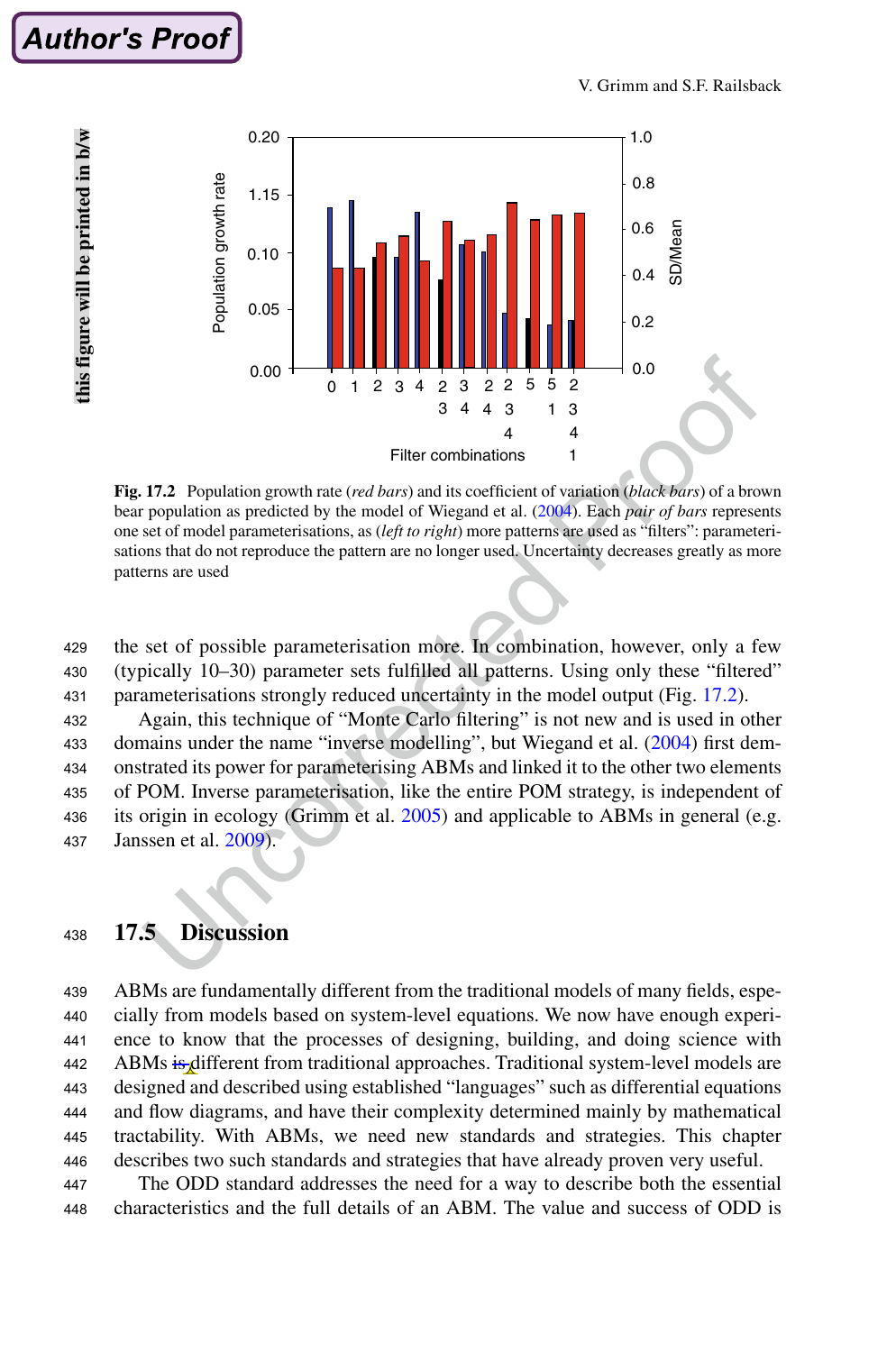Fig. 17.2 Population growth rate (*red bars*) and its coefficient of variation (*black bars*) of a brown bear population as predicted by the model of Wiegand et al. (2004). Each *pair of bars* represents one set of model parameterisations, as (*left to right*) more patterns are used as "filters": parameterisations that do not reproduce the pattern are no longer used. Uncertainty decreases greatly as more patterns are used

the set of possible parameterisation more. In combination, however, only a few (typically 10–30) parameter sets fulfilled all patterns. Using only these "filtered" parameterisations strongly reduced uncertainty in the model output (Fig. 17.2).

Again, this technique of "Monte Carlo filtering" is not new and is used in other domains under the name "inverse modelling", but Wiegand et al. (2004) first demonstrated its power for parameterising ABMs and linked it to the other two elements of POM. Inverse parameterisation, like the entire POM strategy, is independent of its origin in ecology (Grimm et al. 2005) and applicable to ABMs in general (e.g. Janssen et al. 2009).

## 17.5 Discussion

ABMs are fundamentally different from the traditional models of many fields, especially from models based on system-level equations. We now have enough experience to know that the processes of designing, building, and doing science with ABMs is different from traditional approaches. Traditional system-level models are designed and described using established "languages" such as differential equations and flow diagrams, and have their complexity determined mainly by mathematical tractability. With ABMs, we need new standards and strategies. This chapter describes two such standards and strategies that have already proven very useful.

The ODD standard addresses the need for a way to describe both the essential characteristics and the full details of an ABM. The value and success of ODD is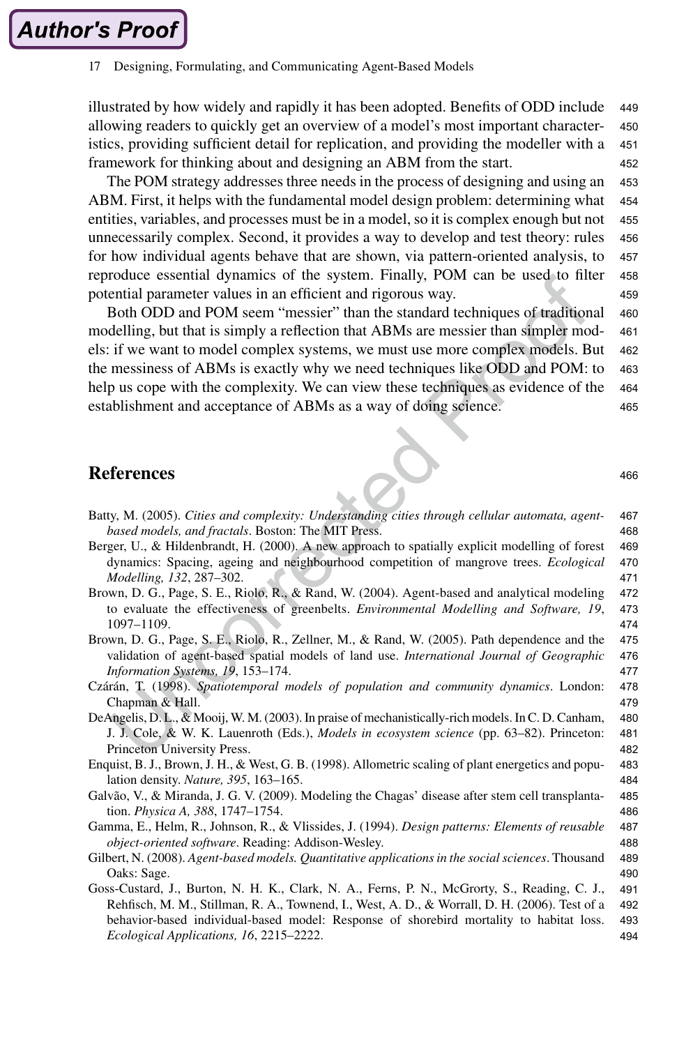illustrated by how widely and rapidly it has been adopted. Benefits of ODD include allowing readers to quickly get an overview of a model's most important characteristics, providing sufficient detail for replication, and providing the modeller with a framework for thinking about and designing an ABM from the start.

The POM strategy addresses three needs in the process of designing and using an ABM. First, it helps with the fundamental model design problem: determining what entities, variables, and processes must be in a model, so it is complex enough but not unnecessarily complex. Second, it provides a way to develop and test theory: rules for how individual agents behave that are shown, via pattern-oriented analysis, to reproduce essential dynamics of the system. Finally, POM can be used to filter potential parameter values in an efficient and rigorous way.

Both ODD and POM seem "messier" than the standard techniques of traditional modelling, but that is simply a reflection that ABMs are messier than simpler models: if we want to model complex systems, we must use more complex models. But the messiness of ABMs is exactly why we need techniques like ODD and POM: to help us cope with the complexity. We can view these techniques as evidence of the establishment and acceptance of ABMs as a way of doing science.

## References

Batty, M. (2005). *Cities and complexity: Understanding cities through cellular automata, agent-based models, and fractals*. Boston: The MIT Press.

Berger, U., & Hildenbrandt, H. (2000). A new approach to spatially explicit modelling of forest dynamics: Spacing, ageing and neighbourhood competition of mangrove trees. *Ecological Modelling, 132*, 287–302.

Brown, D. G., Page, S. E., Riolo, R., & Rand, W. (2004). Agent-based and analytical modeling to evaluate the effectiveness of greenbelts. *Environmental Modelling and Software, 19*, 1097–1109.

Brown, D. G., Page, S. E., Riolo, R., Zellner, M., & Rand, W. (2005). Path dependence and the validation of agent-based spatial models of land use. *International Journal of Geographic Information Systems, 19*, 153–174.

Czárán, T. (1998). *Spatiotemporal models of population and community dynamics*. London: Chapman & Hall.

DeAngelis, D. L., & Mooij, W. M. (2003). In praise of mechanistically-rich models. In C. D. Canham, J. J. Cole, & W. K. Lauenroth (Eds.), *Models in ecosystem science* (pp. 63–82). Princeton: Princeton University Press.

Enquist, B. J., Brown, J. H., & West, G. B. (1998). Allometric scaling of plant energetics and population density. *Nature, 395*, 163–165.

Galvão, V., & Miranda, J. G. V. (2009). Modeling the Chagas' disease after stem cell transplantation. *Physica A, 388*, 1747–1754.

Gamma, E., Helm, R., Johnson, R., & Vlissides, J. (1994). *Design patterns: Elements of reusable object-oriented software*. Reading: Addison-Wesley.

Gilbert, N. (2008). *Agent-based models. Quantitative applications in the social sciences*. Thousand Oaks: Sage.

Goss-Custard, J., Burton, N. H. K., Clark, N. A., Ferns, P. N., McGrorty, S., Reading, C. J., Rehfisch, M. M., Stillman, R. A., Townend, I., West, A. D., & Worrall, D. H. (2006). Test of a behavior-based individual-based model: Response of shorebird mortality to habitat loss. *Ecological Applications, 16*, 2215–2222.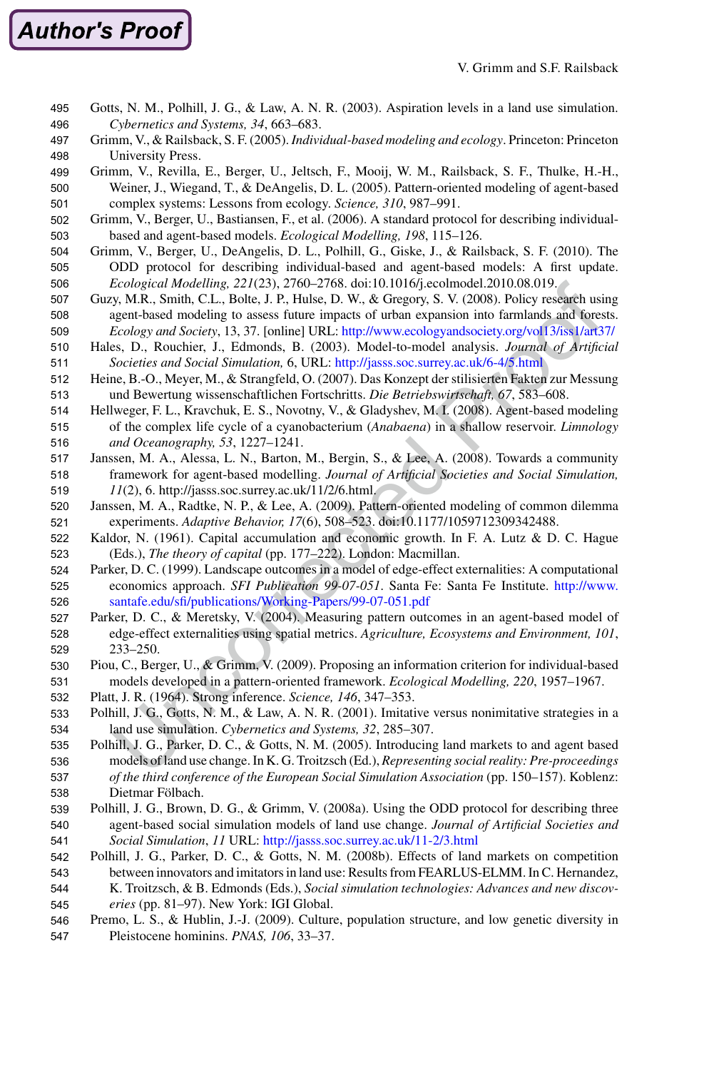Gotts, N. M., Polhill, J. G., & Law, A. N. R. (2003). Aspiration levels in a land use simulation. *Cybernetics and Systems, 34*, 663–683.

Grimm, V., & Railsback, S. F. (2005). *Individual-based modeling and ecology*. Princeton: Princeton University Press.

Grimm, V., Revilla, E., Berger, U., Jeltsch, F., Mooij, W. M., Railsback, S. F., Thulke, H.-H., Weiner, J., Wiegand, T., & DeAngelis, D. L. (2005). Pattern-oriented modeling of agent-based complex systems: Lessons from ecology. *Science, 310*, 987–991.

Grimm, V., Berger, U., Bastiansen, F., et al. (2006). A standard protocol for describing individual-based and agent-based models. *Ecological Modelling, 198*, 115–126.

Grimm, V., Berger, U., DeAngelis, D. L., Polhill, G., Giske, J., & Railsback, S. F. (2010). The ODD protocol for describing individual-based and agent-based models: A first update. *Ecological Modelling, 221*(23), 2760–2768. doi:10.1016/j.ecolmodel.2010.08.019.

Guzy, M.R., Smith, C.L., Bolte, J. P., Hulse, D. W., & Gregory, S. V. (2008). Policy research using agent-based modeling to assess future impacts of urban expansion into farmlands and forests. *Ecology and Society*, 13, 37. [online] URL: http://www.ecologyandsociety.org/vol13/iss1/art37/

Hales, D., Rouchier, J., Edmonds, B. (2003). Model-to-model analysis. *Journal of Artificial Societies and Social Simulation,* 6, URL: http://jasss.soc.surrey.ac.uk/6-4/5.html

Heine, B.-O., Meyer, M., & Strangfeld, O. (2007). Das Konzept der stilisierten Fakten zur Messung und Bewertung wissenschaftlichen Fortschritts. *Die Betriebswirtschaft, 67*, 583–608.

Hellweger, F. L., Kravchuk, E. S., Novotny, V., & Gladyshev, M. I. (2008). Agent-based modeling of the complex life cycle of a cyanobacterium (*Anabaena*) in a shallow reservoir. *Limnology and Oceanography, 53*, 1227–1241.

Janssen, M. A., Alessa, L. N., Barton, M., Bergin, S., & Lee, A. (2008). Towards a community framework for agent-based modelling. *Journal of Artificial Societies and Social Simulation, 11*(2), 6. http://jasss.soc.surrey.ac.uk/11/2/6.html.

Janssen, M. A., Radtke, N. P., & Lee, A. (2009). Pattern-oriented modeling of common dilemma experiments. *Adaptive Behavior, 17*(6), 508–523. doi:10.1177/1059712309342488.

Kaldor, N. (1961). Capital accumulation and economic growth. In F. A. Lutz & D. C. Hague (Eds.), *The theory of capital* (pp. 177–222). London: Macmillan.

Parker, D. C. (1999). Landscape outcomes in a model of edge-effect externalities: A computational economics approach. *SFI Publication 99-07-051*. Santa Fe: Santa Fe Institute. http://www.santafe.edu/sfi/publications/Working-Papers/99-07-051.pdf

Parker, D. C., & Meretsky, V. (2004). Measuring pattern outcomes in an agent-based model of edge-effect externalities using spatial metrics. *Agriculture, Ecosystems and Environment, 101*, 233–250.

Piou, C., Berger, U., & Grimm, V. (2009). Proposing an information criterion for individual-based models developed in a pattern-oriented framework. *Ecological Modelling, 220*, 1957–1967.

Platt, J. R. (1964). Strong inference. *Science, 146*, 347–353.

Polhill, J. G., Gotts, N. M., & Law, A. N. R. (2001). Imitative versus nonimitative strategies in a land use simulation. *Cybernetics and Systems, 32*, 285–307.

Polhill, J. G., Parker, D. C., & Gotts, N. M. (2005). Introducing land markets to and agent based models of land use change. In K. G. Troitzsch (Ed.), *Representing social reality: Pre-proceedings of the third conference of the European Social Simulation Association* (pp. 150–157). Koblenz: Dietmar Fölbach.

Polhill, J. G., Brown, D. G., & Grimm, V. (2008a). Using the ODD protocol for describing three agent-based social simulation models of land use change. *Journal of Artificial Societies and Social Simulation*, *11* URL: http://jasss.soc.surrey.ac.uk/11-2/3.html

Polhill, J. G., Parker, D. C., & Gotts, N. M. (2008b). Effects of land markets on competition between innovators and imitators in land use: Results from FEARLUS-ELMM. In C. Hernandez, K. Troitzsch, & B. Edmonds (Eds.), *Social simulation technologies: Advances and new discoveries* (pp. 81–97). New York: IGI Global.

Premo, L. S., & Hublin, J.-J. (2009). Culture, population structure, and low genetic diversity in Pleistocene hominins. *PNAS, 106*, 33–37.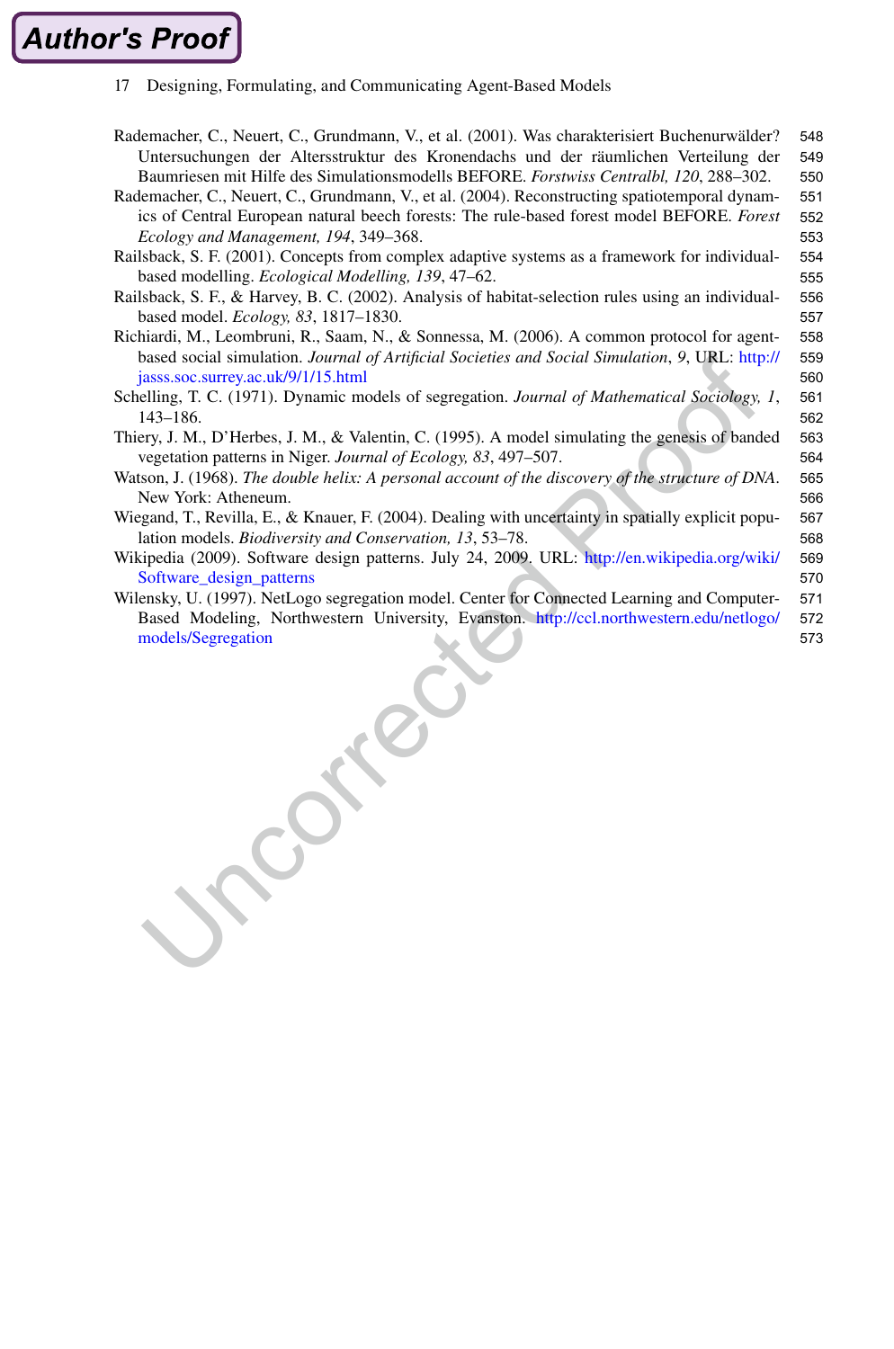Rademacher, C., Neuert, C., Grundmann, V., et al. (2001). Was charakterisiert Buchenurwälder? Untersuchungen der Altersstruktur des Kronendachs und der räumlichen Verteilung der Baumriesen mit Hilfe des Simulationsmodells BEFORE. *Forstwiss Centralbl, 120*, 288–302.

Rademacher, C., Neuert, C., Grundmann, V., et al. (2004). Reconstructing spatiotemporal dynamics of Central European natural beech forests: The rule-based forest model BEFORE. *Forest Ecology and Management, 194*, 349–368.

Railsback, S. F. (2001). Concepts from complex adaptive systems as a framework for individual-based modelling. *Ecological Modelling, 139*, 47–62.

Railsback, S. F., & Harvey, B. C. (2002). Analysis of habitat-selection rules using an individual-based model. *Ecology, 83*, 1817–1830.

Richiardi, M., Leombruni, R., Saam, N., & Sonnessa, M. (2006). A common protocol for agent-based social simulation. *Journal of Artificial Societies and Social Simulation*, *9*, URL: http://jasss.soc.surrey.ac.uk/9/1/15.html

Schelling, T. C. (1971). Dynamic models of segregation. *Journal of Mathematical Sociology, 1*, 143–186.

Thiery, J. M., D'Herbes, J. M., & Valentin, C. (1995). A model simulating the genesis of banded vegetation patterns in Niger. *Journal of Ecology, 83*, 497–507.

Watson, J. (1968). *The double helix: A personal account of the discovery of the structure of DNA*. New York: Atheneum.

Wiegand, T., Revilla, E., & Knauer, F. (2004). Dealing with uncertainty in spatially explicit population models. *Biodiversity and Conservation, 13*, 53–78.

Wikipedia (2009). Software design patterns. July 24, 2009. URL: http://en.wikipedia.org/wiki/Software_design_patterns

Wilensky, U. (1997). NetLogo segregation model. Center for Connected Learning and Computer-Based Modeling, Northwestern University, Evanston. http://ccl.northwestern.edu/netlogo/models/Segregation